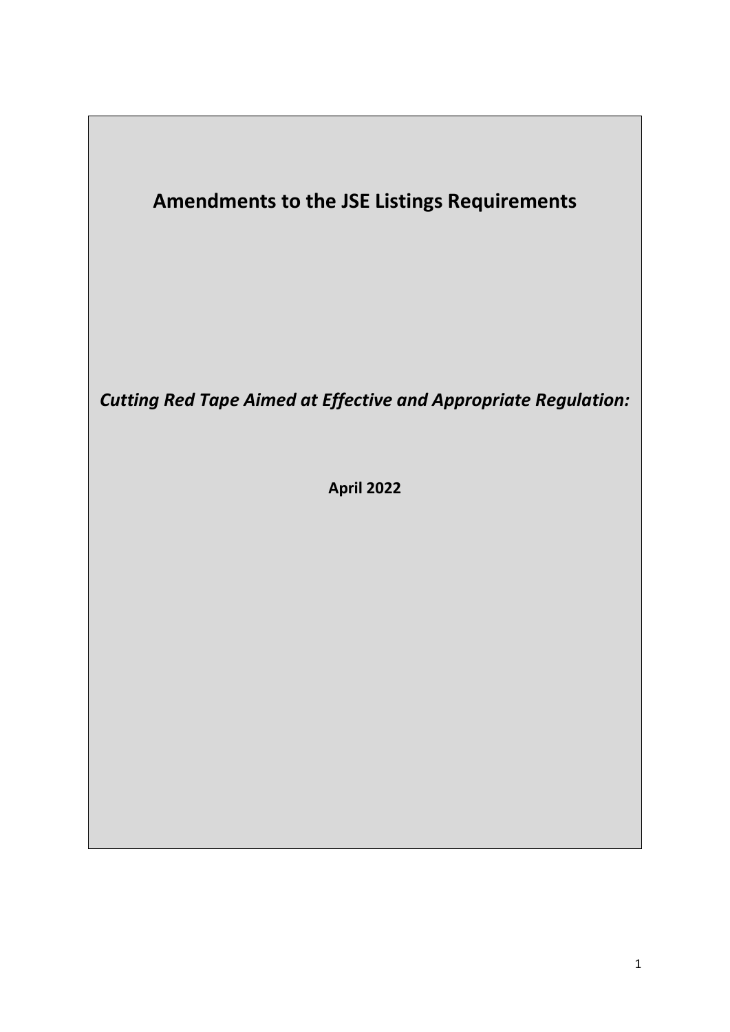# Amendments to the JSE Listings Requirements

***Cutting Red Tape Aimed at Effective and Appropriate Regulation:***

**April 2022**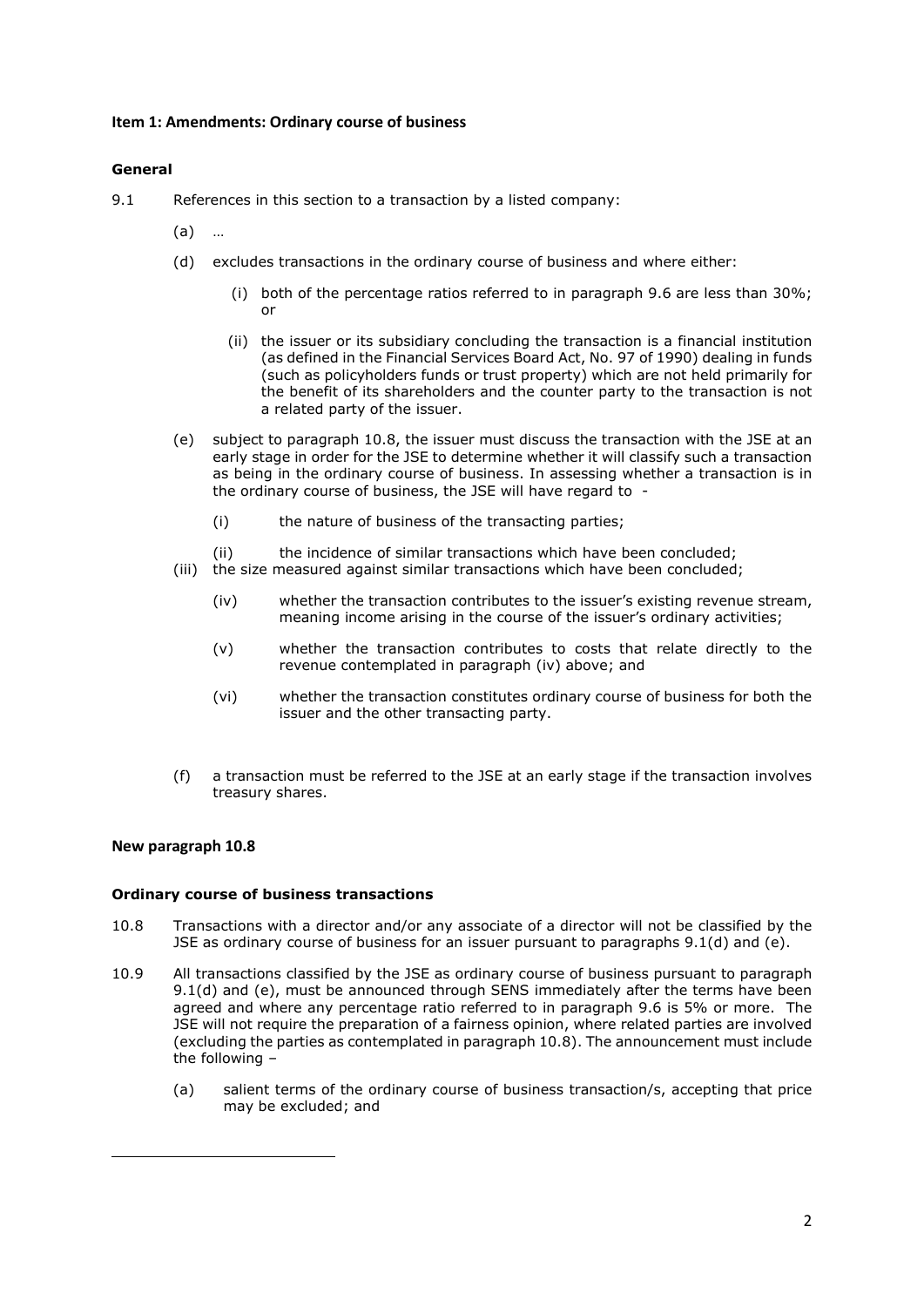### Item 1: Amendments: Ordinary course of business

#### General

9.1 References in this section to a transaction by a listed company:

(a) …

(d) excludes transactions in the ordinary course of business and where either:

(i) both of the percentage ratios referred to in paragraph 9.6 are less than 30%; or

(ii) the issuer or its subsidiary concluding the transaction is a financial institution (as defined in the Financial Services Board Act, No. 97 of 1990) dealing in funds (such as policyholders funds or trust property) which are not held primarily for the benefit of its shareholders and the counter party to the transaction is not a related party of the issuer.

(e) subject to paragraph 10.8, the issuer must discuss the transaction with the JSE at an early stage in order for the JSE to determine whether it will classify such a transaction as being in the ordinary course of business. In assessing whether a transaction is in the ordinary course of business, the JSE will have regard to -

(i) the nature of business of the transacting parties;

(ii) the incidence of similar transactions which have been concluded;

(iii) the size measured against similar transactions which have been concluded;

(iv) whether the transaction contributes to the issuer's existing revenue stream, meaning income arising in the course of the issuer's ordinary activities;

(v) whether the transaction contributes to costs that relate directly to the revenue contemplated in paragraph (iv) above; and

(vi) whether the transaction constitutes ordinary course of business for both the issuer and the other transacting party.

(f) a transaction must be referred to the JSE at an early stage if the transaction involves treasury shares.

### New paragraph 10.8

#### Ordinary course of business transactions

10.8 Transactions with a director and/or any associate of a director will not be classified by the JSE as ordinary course of business for an issuer pursuant to paragraphs 9.1(d) and (e).

10.9 All transactions classified by the JSE as ordinary course of business pursuant to paragraph 9.1(d) and (e), must be announced through SENS immediately after the terms have been agreed and where any percentage ratio referred to in paragraph 9.6 is 5% or more. The JSE will not require the preparation of a fairness opinion, where related parties are involved (excluding the parties as contemplated in paragraph 10.8). The announcement must include the following –

(a) salient terms of the ordinary course of business transaction/s, accepting that price may be excluded; and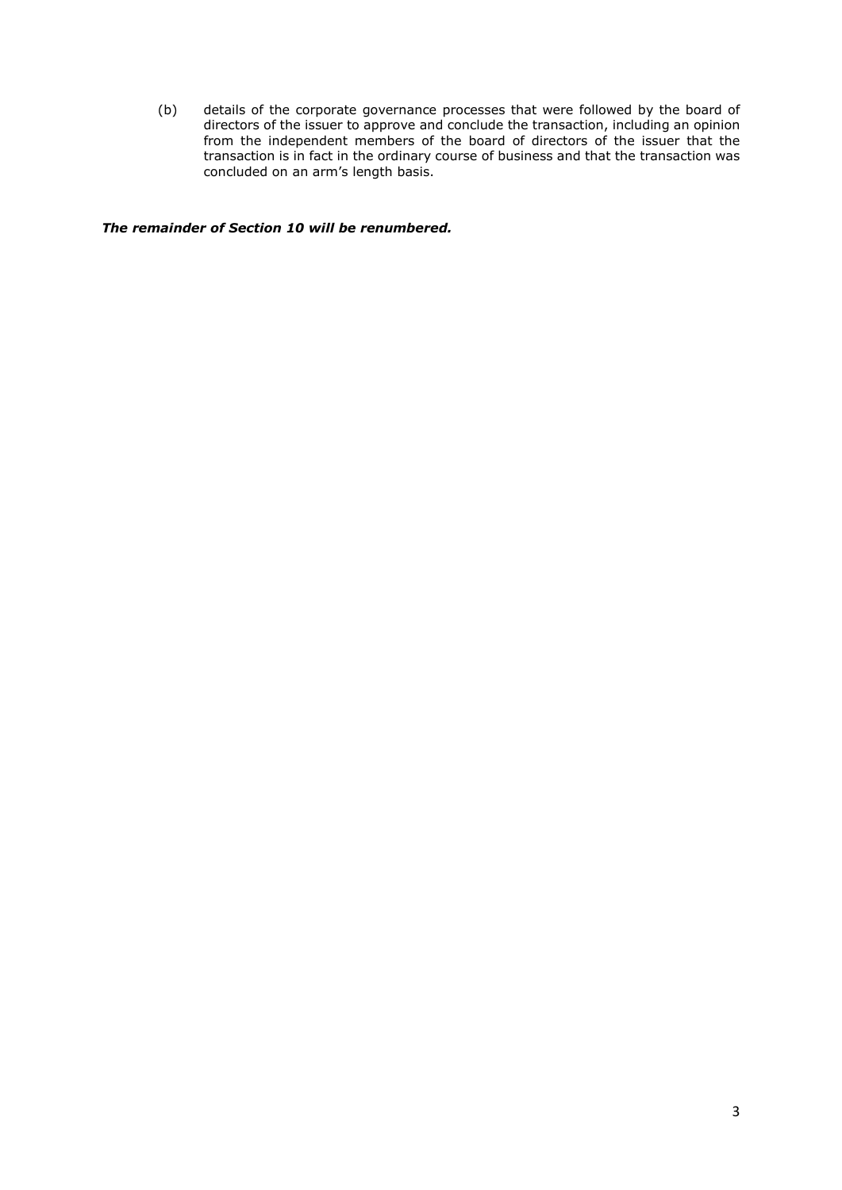(b) details of the corporate governance processes that were followed by the board of directors of the issuer to approve and conclude the transaction, including an opinion from the independent members of the board of directors of the issuer that the transaction is in fact in the ordinary course of business and that the transaction was concluded on an arm's length basis.

***The remainder of Section 10 will be renumbered.***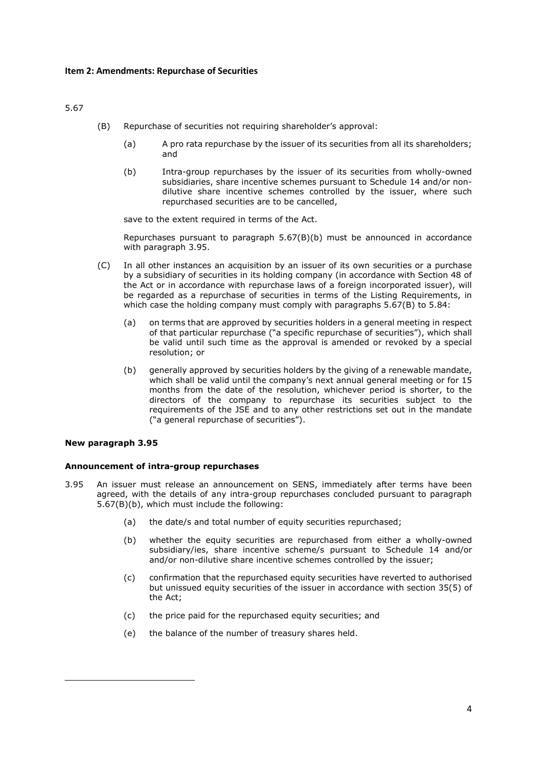**Item 2: Amendments: Repurchase of Securities**

5.67

(B) Repurchase of securities not requiring shareholder's approval:

(a) A pro rata repurchase by the issuer of its securities from all its shareholders; and

(b) Intra-group repurchases by the issuer of its securities from wholly-owned subsidiaries, share incentive schemes pursuant to Schedule 14 and/or non-dilutive share incentive schemes controlled by the issuer, where such repurchased securities are to be cancelled,

save to the extent required in terms of the Act.

Repurchases pursuant to paragraph 5.67(B)(b) must be announced in accordance with paragraph 3.95.

(C) In all other instances an acquisition by an issuer of its own securities or a purchase by a subsidiary of securities in its holding company (in accordance with Section 48 of the Act or in accordance with repurchase laws of a foreign incorporated issuer), will be regarded as a repurchase of securities in terms of the Listing Requirements, in which case the holding company must comply with paragraphs 5.67(B) to 5.84:

(a) on terms that are approved by securities holders in a general meeting in respect of that particular repurchase ("a specific repurchase of securities"), which shall be valid until such time as the approval is amended or revoked by a special resolution; or

(b) generally approved by securities holders by the giving of a renewable mandate, which shall be valid until the company's next annual general meeting or for 15 months from the date of the resolution, whichever period is shorter, to the directors of the company to repurchase its securities subject to the requirements of the JSE and to any other restrictions set out in the mandate ("a general repurchase of securities").

**New paragraph 3.95**

**Announcement of intra-group repurchases**

3.95 An issuer must release an announcement on SENS, immediately after terms have been agreed, with the details of any intra-group repurchases concluded pursuant to paragraph 5.67(B)(b), which must include the following:

(a) the date/s and total number of equity securities repurchased;

(b) whether the equity securities are repurchased from either a wholly-owned subsidiary/ies, share incentive scheme/s pursuant to Schedule 14 and/or and/or non-dilutive share incentive schemes controlled by the issuer;

(c) confirmation that the repurchased equity securities have reverted to authorised but unissued equity securities of the issuer in accordance with section 35(5) of the Act;

(c) the price paid for the repurchased equity securities; and

(e) the balance of the number of treasury shares held.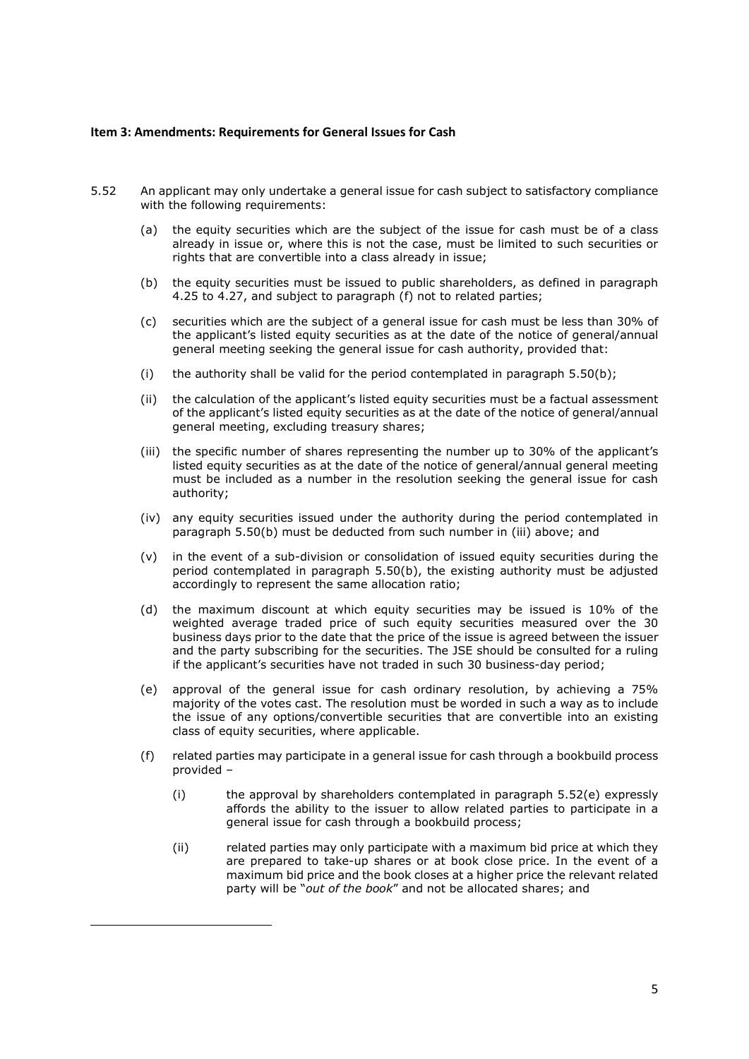**Item 3: Amendments: Requirements for General Issues for Cash**

5.52 An applicant may only undertake a general issue for cash subject to satisfactory compliance with the following requirements:

(a) the equity securities which are the subject of the issue for cash must be of a class already in issue or, where this is not the case, must be limited to such securities or rights that are convertible into a class already in issue;

(b) the equity securities must be issued to public shareholders, as defined in paragraph 4.25 to 4.27, and subject to paragraph (f) not to related parties;

(c) securities which are the subject of a general issue for cash must be less than 30% of the applicant's listed equity securities as at the date of the notice of general/annual general meeting seeking the general issue for cash authority, provided that:

(i) the authority shall be valid for the period contemplated in paragraph 5.50(b);

(ii) the calculation of the applicant's listed equity securities must be a factual assessment of the applicant's listed equity securities as at the date of the notice of general/annual general meeting, excluding treasury shares;

(iii) the specific number of shares representing the number up to 30% of the applicant's listed equity securities as at the date of the notice of general/annual general meeting must be included as a number in the resolution seeking the general issue for cash authority;

(iv) any equity securities issued under the authority during the period contemplated in paragraph 5.50(b) must be deducted from such number in (iii) above; and

(v) in the event of a sub-division or consolidation of issued equity securities during the period contemplated in paragraph 5.50(b), the existing authority must be adjusted accordingly to represent the same allocation ratio;

(d) the maximum discount at which equity securities may be issued is 10% of the weighted average traded price of such equity securities measured over the 30 business days prior to the date that the price of the issue is agreed between the issuer and the party subscribing for the securities. The JSE should be consulted for a ruling if the applicant's securities have not traded in such 30 business-day period;

(e) approval of the general issue for cash ordinary resolution, by achieving a 75% majority of the votes cast. The resolution must be worded in such a way as to include the issue of any options/convertible securities that are convertible into an existing class of equity securities, where applicable.

(f) related parties may participate in a general issue for cash through a bookbuild process provided –

(i) the approval by shareholders contemplated in paragraph 5.52(e) expressly affords the ability to the issuer to allow related parties to participate in a general issue for cash through a bookbuild process;

(ii) related parties may only participate with a maximum bid price at which they are prepared to take-up shares or at book close price. In the event of a maximum bid price and the book closes at a higher price the relevant related party will be "*out of the book*" and not be allocated shares; and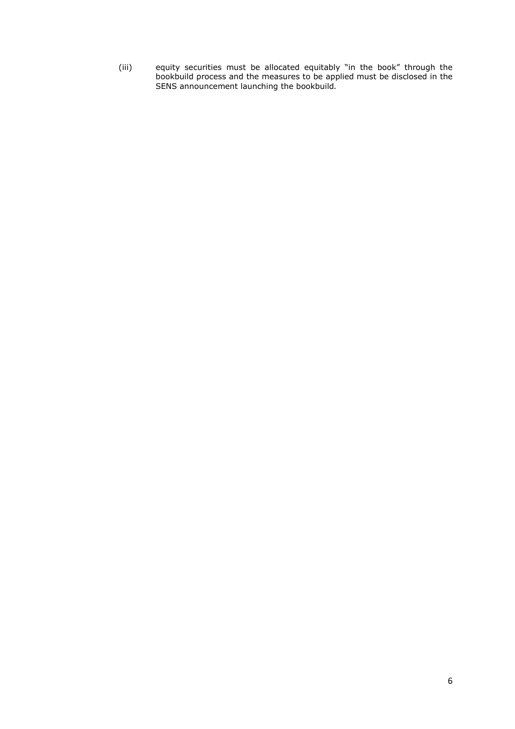(iii) equity securities must be allocated equitably "in the book" through the bookbuild process and the measures to be applied must be disclosed in the SENS announcement launching the bookbuild.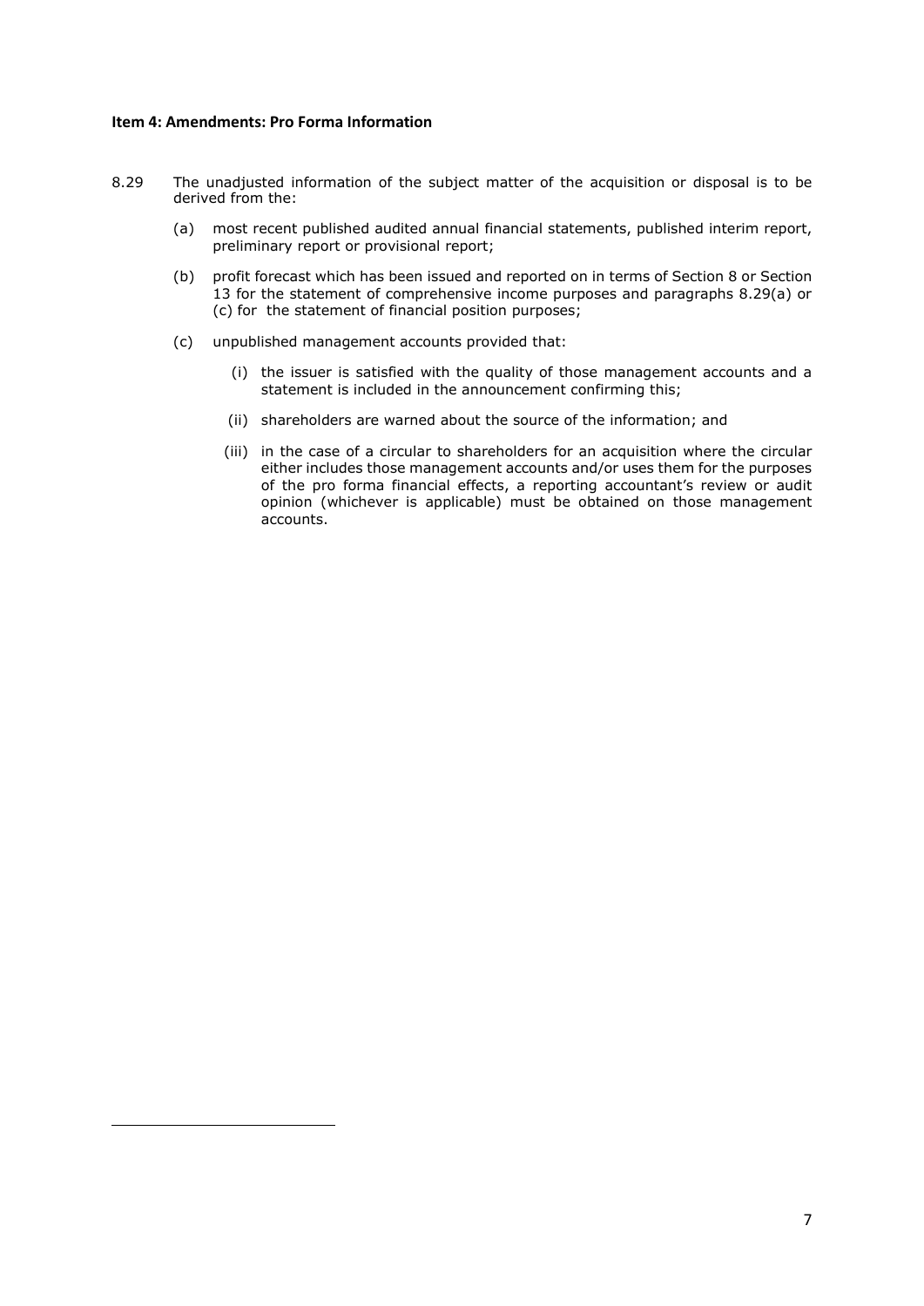**Item 4: Amendments: Pro Forma Information**

8.29 The unadjusted information of the subject matter of the acquisition or disposal is to be derived from the:

(a) most recent published audited annual financial statements, published interim report, preliminary report or provisional report;

(b) profit forecast which has been issued and reported on in terms of Section 8 or Section 13 for the statement of comprehensive income purposes and paragraphs 8.29(a) or (c) for the statement of financial position purposes;

(c) unpublished management accounts provided that:

(i) the issuer is satisfied with the quality of those management accounts and a statement is included in the announcement confirming this;

(ii) shareholders are warned about the source of the information; and

(iii) in the case of a circular to shareholders for an acquisition where the circular either includes those management accounts and/or uses them for the purposes of the pro forma financial effects, a reporting accountant's review or audit opinion (whichever is applicable) must be obtained on those management accounts.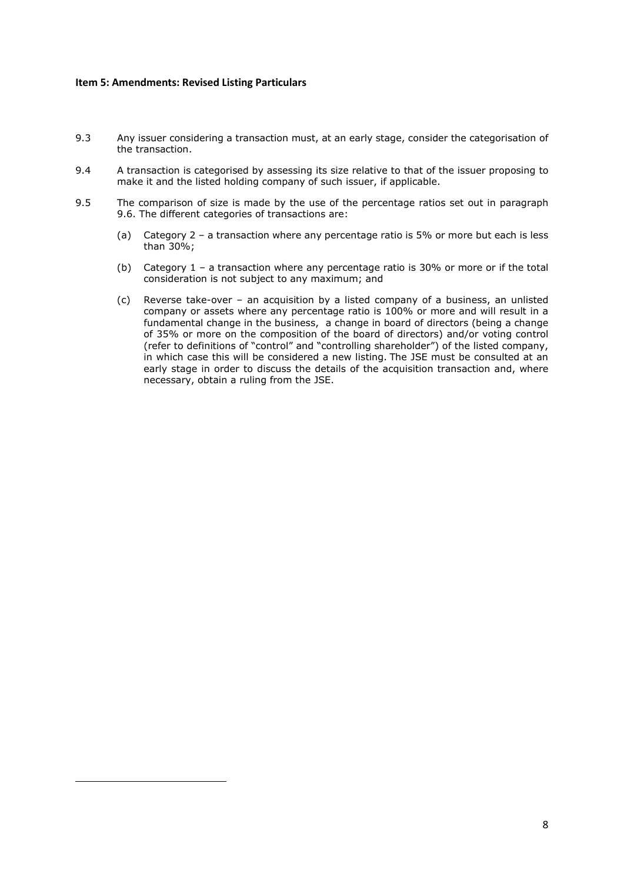**Item 5: Amendments: Revised Listing Particulars**

9.3 Any issuer considering a transaction must, at an early stage, consider the categorisation of the transaction.

9.4 A transaction is categorised by assessing its size relative to that of the issuer proposing to make it and the listed holding company of such issuer, if applicable.

9.5 The comparison of size is made by the use of the percentage ratios set out in paragraph 9.6. The different categories of transactions are:

(a) Category 2 – a transaction where any percentage ratio is 5% or more but each is less than 30%;

(b) Category 1 – a transaction where any percentage ratio is 30% or more or if the total consideration is not subject to any maximum; and

(c) Reverse take-over – an acquisition by a listed company of a business, an unlisted company or assets where any percentage ratio is 100% or more and will result in a fundamental change in the business, a change in board of directors (being a change of 35% or more on the composition of the board of directors) and/or voting control (refer to definitions of "control" and "controlling shareholder") of the listed company, in which case this will be considered a new listing. The JSE must be consulted at an early stage in order to discuss the details of the acquisition transaction and, where necessary, obtain a ruling from the JSE.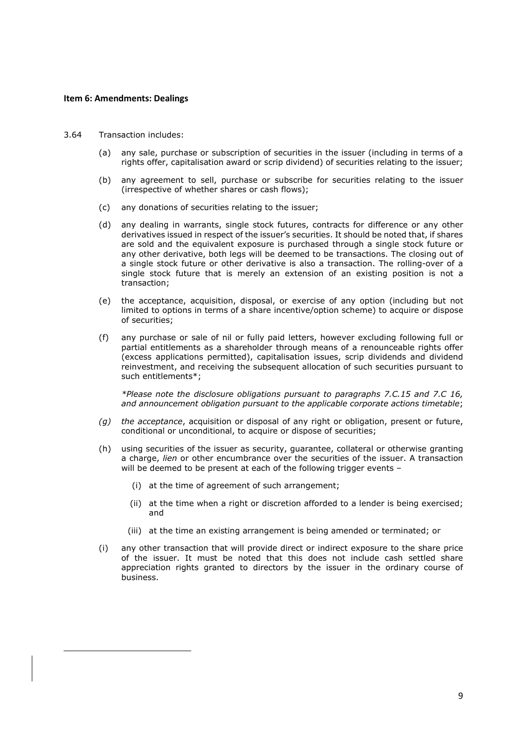**Item 6: Amendments: Dealings**

3.64 Transaction includes:

(a) any sale, purchase or subscription of securities in the issuer (including in terms of a rights offer, capitalisation award or scrip dividend) of securities relating to the issuer;

(b) any agreement to sell, purchase or subscribe for securities relating to the issuer (irrespective of whether shares or cash flows);

(c) any donations of securities relating to the issuer;

(d) any dealing in warrants, single stock futures, contracts for difference or any other derivatives issued in respect of the issuer's securities. It should be noted that, if shares are sold and the equivalent exposure is purchased through a single stock future or any other derivative, both legs will be deemed to be transactions. The closing out of a single stock future or other derivative is also a transaction. The rolling-over of a single stock future that is merely an extension of an existing position is not a transaction;

(e) the acceptance, acquisition, disposal, or exercise of any option (including but not limited to options in terms of a share incentive/option scheme) to acquire or dispose of securities;

(f) any purchase or sale of nil or fully paid letters, however excluding following full or partial entitlements as a shareholder through means of a renounceable rights offer (excess applications permitted), capitalisation issues, scrip dividends and dividend reinvestment, and receiving the subsequent allocation of such securities pursuant to such entitlements*;

*\*Please note the disclosure obligations pursuant to paragraphs 7.C.15 and 7.C 16, and announcement obligation pursuant to the applicable corporate actions timetable*;

*(g) the acceptance*, acquisition or disposal of any right or obligation, present or future, conditional or unconditional, to acquire or dispose of securities;

(h) using securities of the issuer as security, guarantee, collateral or otherwise granting a charge, *lien* or other encumbrance over the securities of the issuer. A transaction will be deemed to be present at each of the following trigger events –

  (i) at the time of agreement of such arrangement;

  (ii) at the time when a right or discretion afforded to a lender is being exercised; and

  (iii) at the time an existing arrangement is being amended or terminated; or

(i) any other transaction that will provide direct or indirect exposure to the share price of the issuer. It must be noted that this does not include cash settled share appreciation rights granted to directors by the issuer in the ordinary course of business.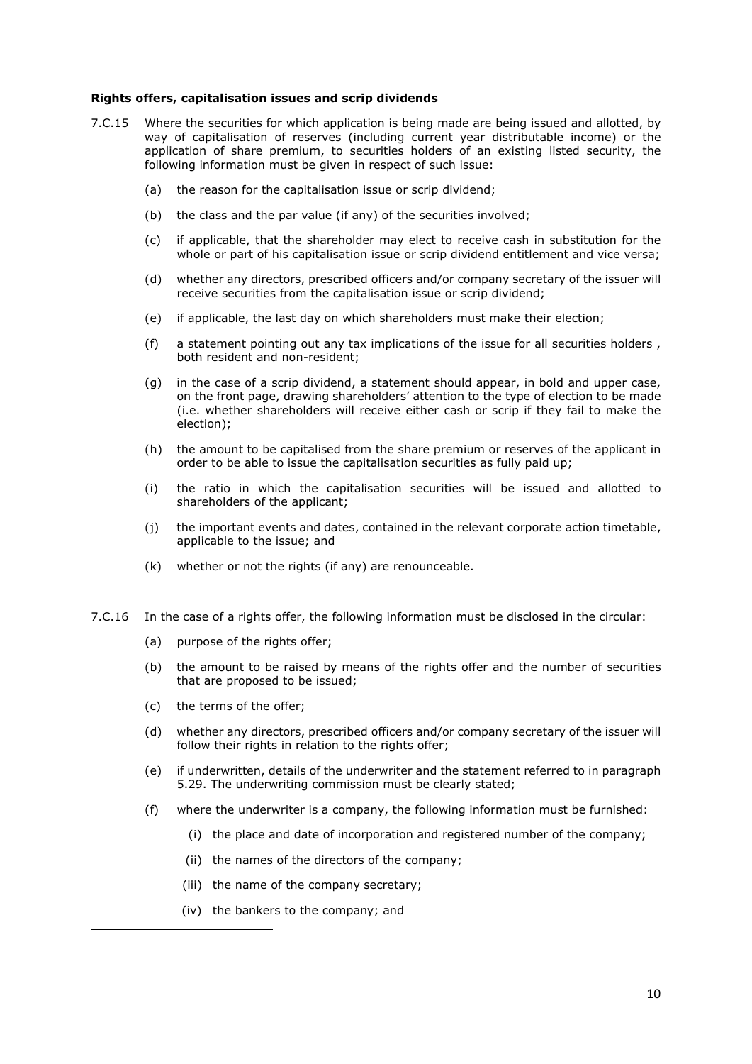**Rights offers, capitalisation issues and scrip dividends**

7.C.15 Where the securities for which application is being made are being issued and allotted, by way of capitalisation of reserves (including current year distributable income) or the application of share premium, to securities holders of an existing listed security, the following information must be given in respect of such issue:

(a) the reason for the capitalisation issue or scrip dividend;

(b) the class and the par value (if any) of the securities involved;

(c) if applicable, that the shareholder may elect to receive cash in substitution for the whole or part of his capitalisation issue or scrip dividend entitlement and vice versa;

(d) whether any directors, prescribed officers and/or company secretary of the issuer will receive securities from the capitalisation issue or scrip dividend;

(e) if applicable, the last day on which shareholders must make their election;

(f) a statement pointing out any tax implications of the issue for all securities holders , both resident and non-resident;

(g) in the case of a scrip dividend, a statement should appear, in bold and upper case, on the front page, drawing shareholders' attention to the type of election to be made (i.e. whether shareholders will receive either cash or scrip if they fail to make the election);

(h) the amount to be capitalised from the share premium or reserves of the applicant in order to be able to issue the capitalisation securities as fully paid up;

(i) the ratio in which the capitalisation securities will be issued and allotted to shareholders of the applicant;

(j) the important events and dates, contained in the relevant corporate action timetable, applicable to the issue; and

(k) whether or not the rights (if any) are renounceable.

7.C.16 In the case of a rights offer, the following information must be disclosed in the circular:

(a) purpose of the rights offer;

(b) the amount to be raised by means of the rights offer and the number of securities that are proposed to be issued;

(c) the terms of the offer;

(d) whether any directors, prescribed officers and/or company secretary of the issuer will follow their rights in relation to the rights offer;

(e) if underwritten, details of the underwriter and the statement referred to in paragraph 5.29. The underwriting commission must be clearly stated;

(f) where the underwriter is a company, the following information must be furnished:

(i) the place and date of incorporation and registered number of the company;

(ii) the names of the directors of the company;

(iii) the name of the company secretary;

(iv) the bankers to the company; and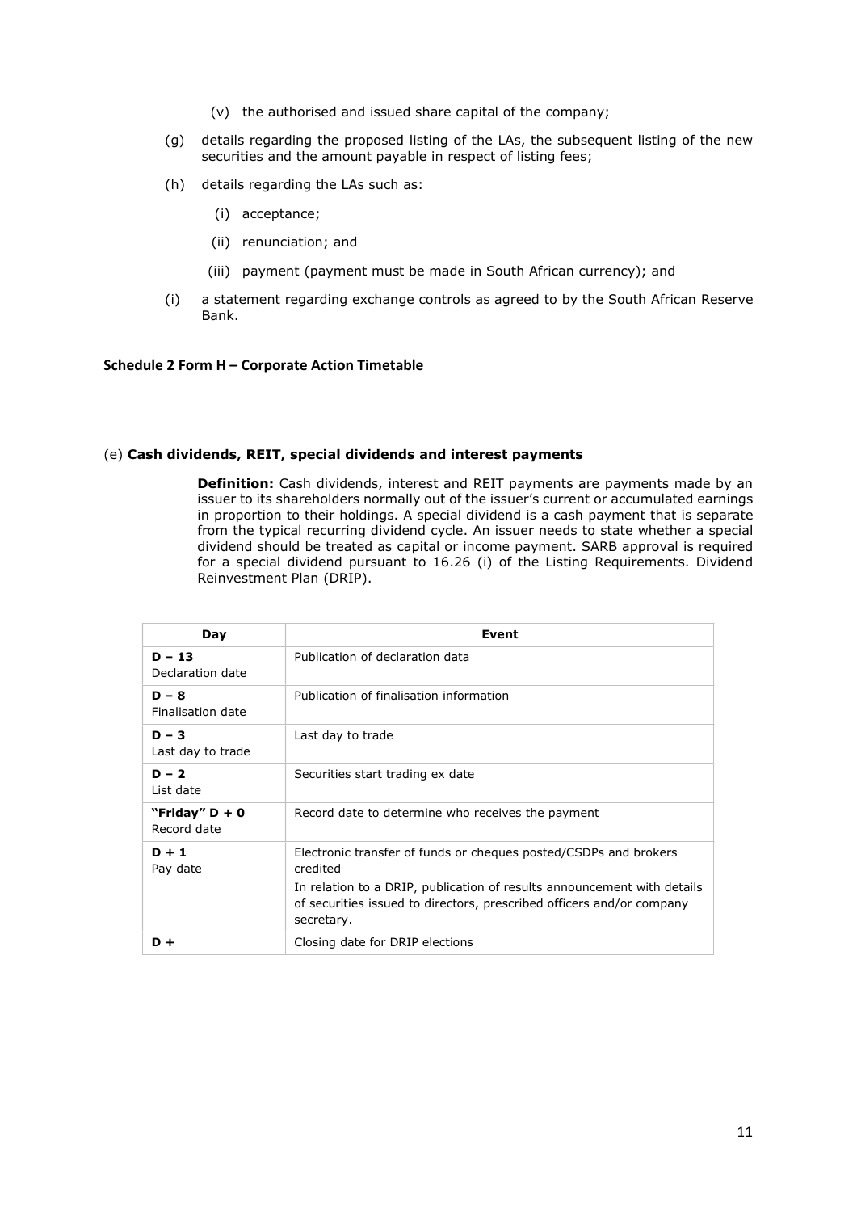(v) the authorised and issued share capital of the company;

(g) details regarding the proposed listing of the LAs, the subsequent listing of the new securities and the amount payable in respect of listing fees;

(h) details regarding the LAs such as:

(i) acceptance;

(ii) renunciation; and

(iii) payment (payment must be made in South African currency); and

(i) a statement regarding exchange controls as agreed to by the South African Reserve Bank.

### Schedule 2 Form H – Corporate Action Timetable

(e) **Cash dividends, REIT, special dividends and interest payments**

**Definition:** Cash dividends, interest and REIT payments are payments made by an issuer to its shareholders normally out of the issuer's current or accumulated earnings in proportion to their holdings. A special dividend is a cash payment that is separate from the typical recurring dividend cycle. An issuer needs to state whether a special dividend should be treated as capital or income payment. SARB approval is required for a special dividend pursuant to 16.26 (i) of the Listing Requirements. Dividend Reinvestment Plan (DRIP).

| Day | Event |
|---|---|
| **D – 13**<br>Declaration date | Publication of declaration data |
| **D – 8**<br>Finalisation date | Publication of finalisation information |
| **D – 3**<br>Last day to trade | Last day to trade |
| **D – 2**<br>List date | Securities start trading ex date |
| **"Friday" D + 0**<br>Record date | Record date to determine who receives the payment |
| **D + 1**<br>Pay date | Electronic transfer of funds or cheques posted/CSDPs and brokers credited<br>In relation to a DRIP, publication of results announcement with details of securities issued to directors, prescribed officers and/or company secretary. |
| **D +** | Closing date for DRIP elections |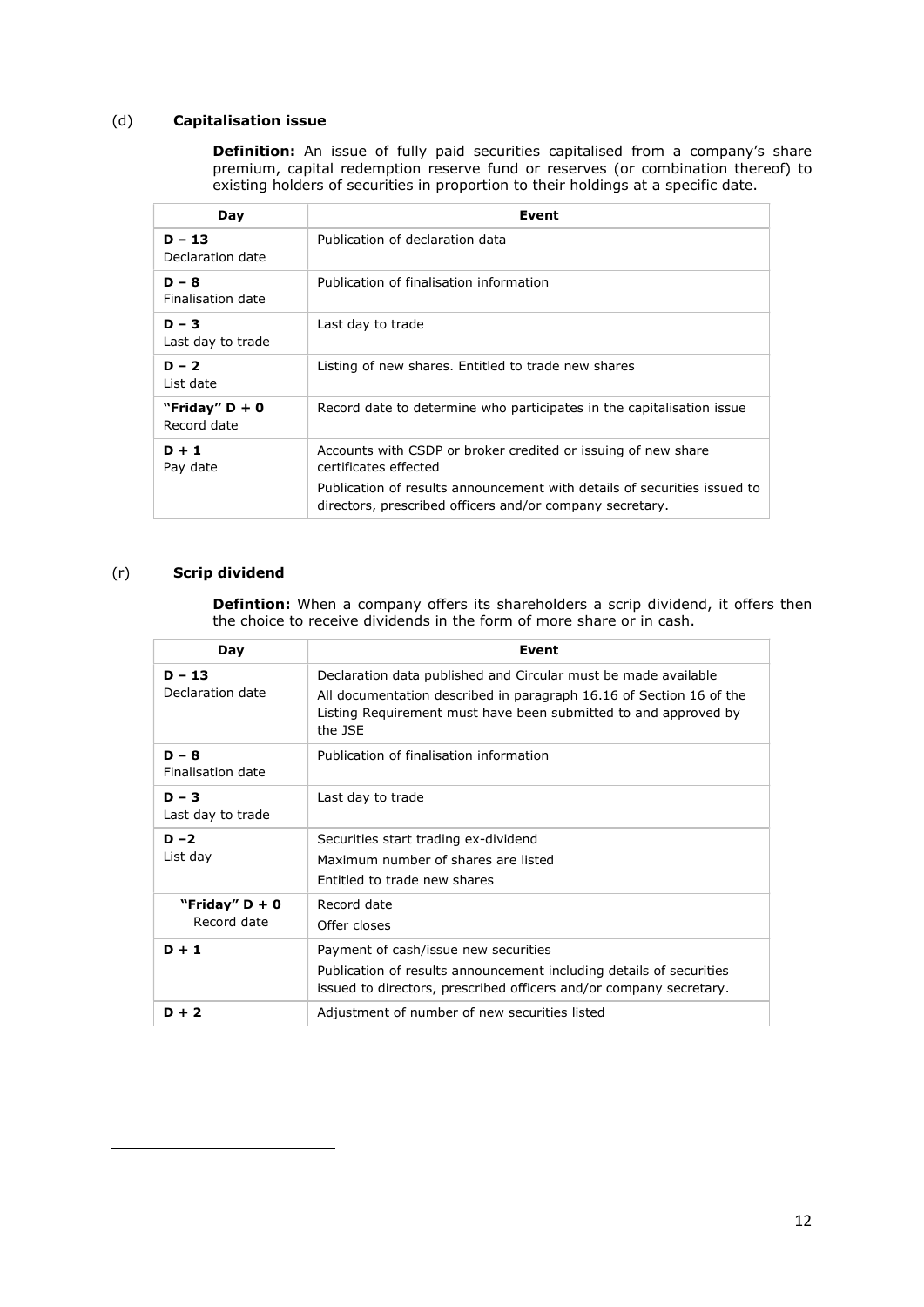### (d) **Capitalisation issue**

**Definition:** An issue of fully paid securities capitalised from a company's share premium, capital redemption reserve fund or reserves (or combination thereof) to existing holders of securities in proportion to their holdings at a specific date.

| Day | Event |
|---|---|
| **D – 13**<br>Declaration date | Publication of declaration data |
| **D – 8**<br>Finalisation date | Publication of finalisation information |
| **D – 3**<br>Last day to trade | Last day to trade |
| **D – 2**<br>List date | Listing of new shares. Entitled to trade new shares |
| **"Friday" D + 0**<br>Record date | Record date to determine who participates in the capitalisation issue |
| **D + 1**<br>Pay date | Accounts with CSDP or broker credited or issuing of new share certificates effected<br>Publication of results announcement with details of securities issued to directors, prescribed officers and/or company secretary. |

### (r) **Scrip dividend**

**Defintion:** When a company offers its shareholders a scrip dividend, it offers then the choice to receive dividends in the form of more share or in cash.

| Day | Event |
|---|---|
| **D – 13**<br>Declaration date | Declaration data published and Circular must be made available<br>All documentation described in paragraph 16.16 of Section 16 of the Listing Requirement must have been submitted to and approved by the JSE |
| **D – 8**<br>Finalisation date | Publication of finalisation information |
| **D – 3**<br>Last day to trade | Last day to trade |
| **D –2**<br>List day | Securities start trading ex-dividend<br>Maximum number of shares are listed<br>Entitled to trade new shares |
| **"Friday" D + 0**<br>Record date | Record date<br>Offer closes |
| **D + 1** | Payment of cash/issue new securities<br>Publication of results announcement including details of securities issued to directors, prescribed officers and/or company secretary. |
| **D + 2** | Adjustment of number of new securities listed |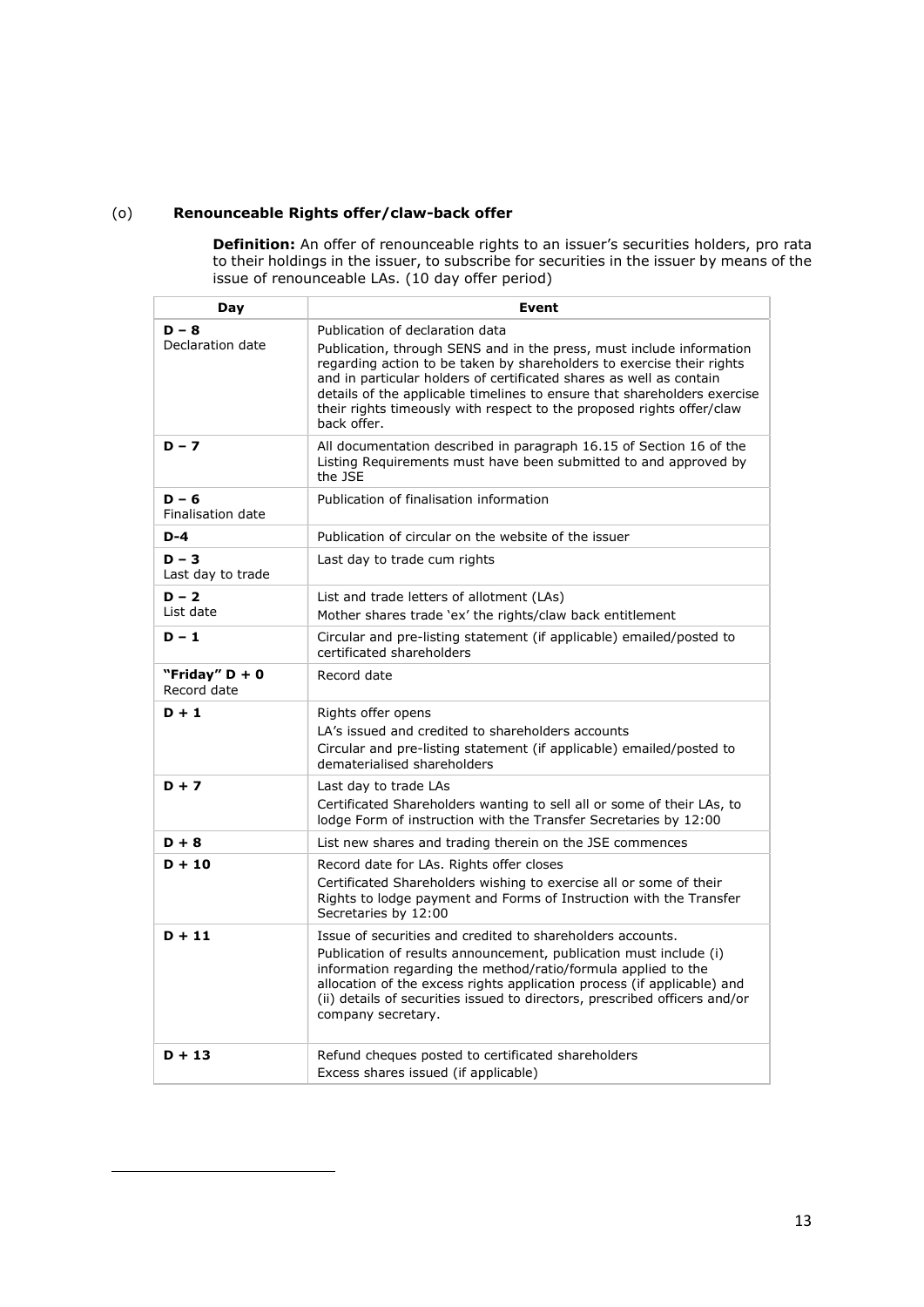(o) **Renounceable Rights offer/claw-back offer**

**Definition:** An offer of renounceable rights to an issuer's securities holders, pro rata to their holdings in the issuer, to subscribe for securities in the issuer by means of the issue of renounceable LAs. (10 day offer period)

| Day | Event |
|---|---|
| **D – 8**<br>Declaration date | Publication of declaration data<br>Publication, through SENS and in the press, must include information regarding action to be taken by shareholders to exercise their rights and in particular holders of certificated shares as well as contain details of the applicable timelines to ensure that shareholders exercise their rights timeously with respect to the proposed rights offer/claw back offer. |
| **D – 7** | All documentation described in paragraph 16.15 of Section 16 of the Listing Requirements must have been submitted to and approved by the JSE |
| **D – 6**<br>Finalisation date | Publication of finalisation information |
| **D-4** | Publication of circular on the website of the issuer |
| **D – 3**<br>Last day to trade | Last day to trade cum rights |
| **D – 2**<br>List date | List and trade letters of allotment (LAs)<br>Mother shares trade 'ex' the rights/claw back entitlement |
| **D – 1** | Circular and pre-listing statement (if applicable) emailed/posted to certificated shareholders |
| **"Friday" D + 0**<br>Record date | Record date |
| **D + 1** | Rights offer opens<br>LA's issued and credited to shareholders accounts<br>Circular and pre-listing statement (if applicable) emailed/posted to dematerialised shareholders |
| **D + 7** | Last day to trade LAs<br>Certificated Shareholders wanting to sell all or some of their LAs, to lodge Form of instruction with the Transfer Secretaries by 12:00 |
| **D + 8** | List new shares and trading therein on the JSE commences |
| **D + 10** | Record date for LAs. Rights offer closes<br>Certificated Shareholders wishing to exercise all or some of their Rights to lodge payment and Forms of Instruction with the Transfer Secretaries by 12:00 |
| **D + 11** | Issue of securities and credited to shareholders accounts.<br>Publication of results announcement, publication must include (i) information regarding the method/ratio/formula applied to the allocation of the excess rights application process (if applicable) and (ii) details of securities issued to directors, prescribed officers and/or company secretary. |
| **D + 13** | Refund cheques posted to certificated shareholders<br>Excess shares issued (if applicable) |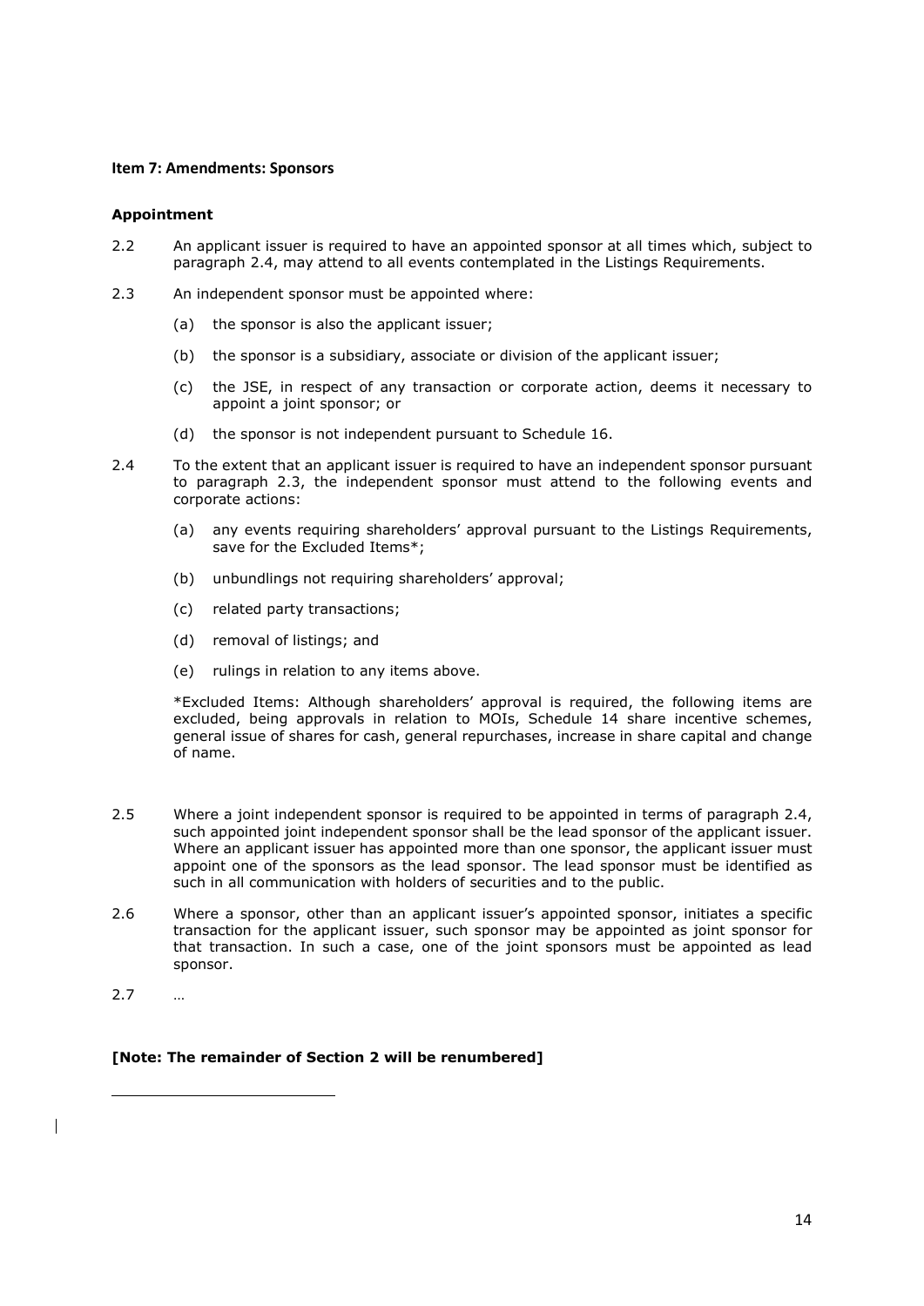**Item 7: Amendments: Sponsors**

**Appointment**

2.2 An applicant issuer is required to have an appointed sponsor at all times which, subject to paragraph 2.4, may attend to all events contemplated in the Listings Requirements.

2.3 An independent sponsor must be appointed where:

(a) the sponsor is also the applicant issuer;

(b) the sponsor is a subsidiary, associate or division of the applicant issuer;

(c) the JSE, in respect of any transaction or corporate action, deems it necessary to appoint a joint sponsor; or

(d) the sponsor is not independent pursuant to Schedule 16.

2.4 To the extent that an applicant issuer is required to have an independent sponsor pursuant to paragraph 2.3, the independent sponsor must attend to the following events and corporate actions:

(a) any events requiring shareholders' approval pursuant to the Listings Requirements, save for the Excluded Items*;

(b) unbundlings not requiring shareholders' approval;

(c) related party transactions;

(d) removal of listings; and

(e) rulings in relation to any items above.

*Excluded Items: Although shareholders' approval is required, the following items are excluded, being approvals in relation to MOIs, Schedule 14 share incentive schemes, general issue of shares for cash, general repurchases, increase in share capital and change of name.

2.5 Where a joint independent sponsor is required to be appointed in terms of paragraph 2.4, such appointed joint independent sponsor shall be the lead sponsor of the applicant issuer. Where an applicant issuer has appointed more than one sponsor, the applicant issuer must appoint one of the sponsors as the lead sponsor. The lead sponsor must be identified as such in all communication with holders of securities and to the public.

2.6 Where a sponsor, other than an applicant issuer's appointed sponsor, initiates a specific transaction for the applicant issuer, such sponsor may be appointed as joint sponsor for that transaction. In such a case, one of the joint sponsors must be appointed as lead sponsor.

2.7 …

**[Note: The remainder of Section 2 will be renumbered]**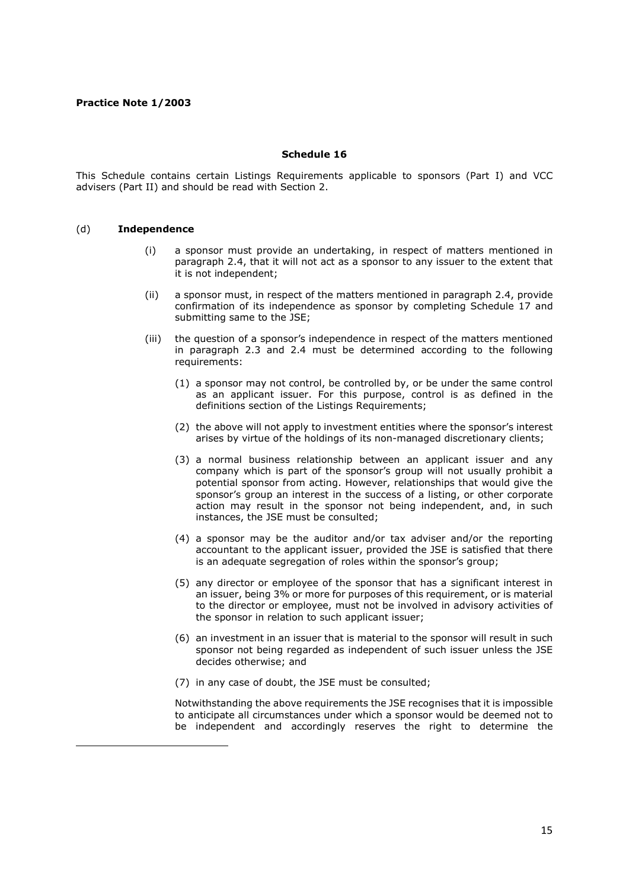**Practice Note 1/2003**

**Schedule 16**

This Schedule contains certain Listings Requirements applicable to sponsors (Part I) and VCC advisers (Part II) and should be read with Section 2.

(d) **Independence**

(i) a sponsor must provide an undertaking, in respect of matters mentioned in paragraph 2.4, that it will not act as a sponsor to any issuer to the extent that it is not independent;

(ii) a sponsor must, in respect of the matters mentioned in paragraph 2.4, provide confirmation of its independence as sponsor by completing Schedule 17 and submitting same to the JSE;

(iii) the question of a sponsor's independence in respect of the matters mentioned in paragraph 2.3 and 2.4 must be determined according to the following requirements:

(1) a sponsor may not control, be controlled by, or be under the same control as an applicant issuer. For this purpose, control is as defined in the definitions section of the Listings Requirements;

(2) the above will not apply to investment entities where the sponsor's interest arises by virtue of the holdings of its non-managed discretionary clients;

(3) a normal business relationship between an applicant issuer and any company which is part of the sponsor's group will not usually prohibit a potential sponsor from acting. However, relationships that would give the sponsor's group an interest in the success of a listing, or other corporate action may result in the sponsor not being independent, and, in such instances, the JSE must be consulted;

(4) a sponsor may be the auditor and/or tax adviser and/or the reporting accountant to the applicant issuer, provided the JSE is satisfied that there is an adequate segregation of roles within the sponsor's group;

(5) any director or employee of the sponsor that has a significant interest in an issuer, being 3% or more for purposes of this requirement, or is material to the director or employee, must not be involved in advisory activities of the sponsor in relation to such applicant issuer;

(6) an investment in an issuer that is material to the sponsor will result in such sponsor not being regarded as independent of such issuer unless the JSE decides otherwise; and

(7) in any case of doubt, the JSE must be consulted;

Notwithstanding the above requirements the JSE recognises that it is impossible to anticipate all circumstances under which a sponsor would be deemed not to be independent and accordingly reserves the right to determine the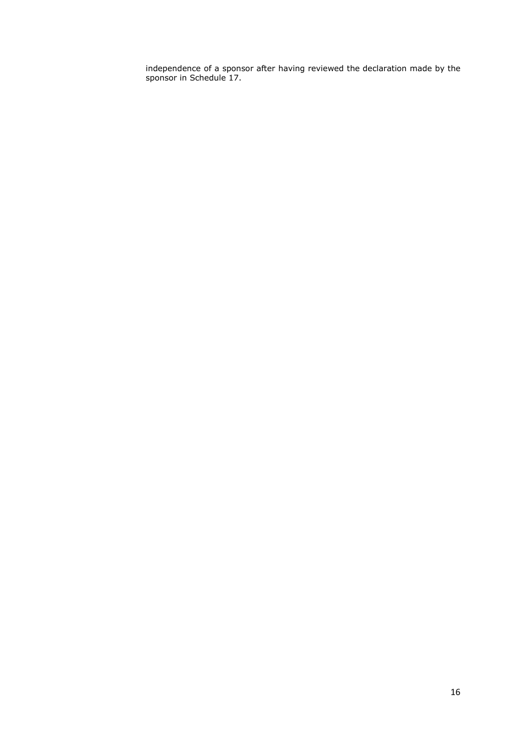independence of a sponsor after having reviewed the declaration made by the sponsor in Schedule 17.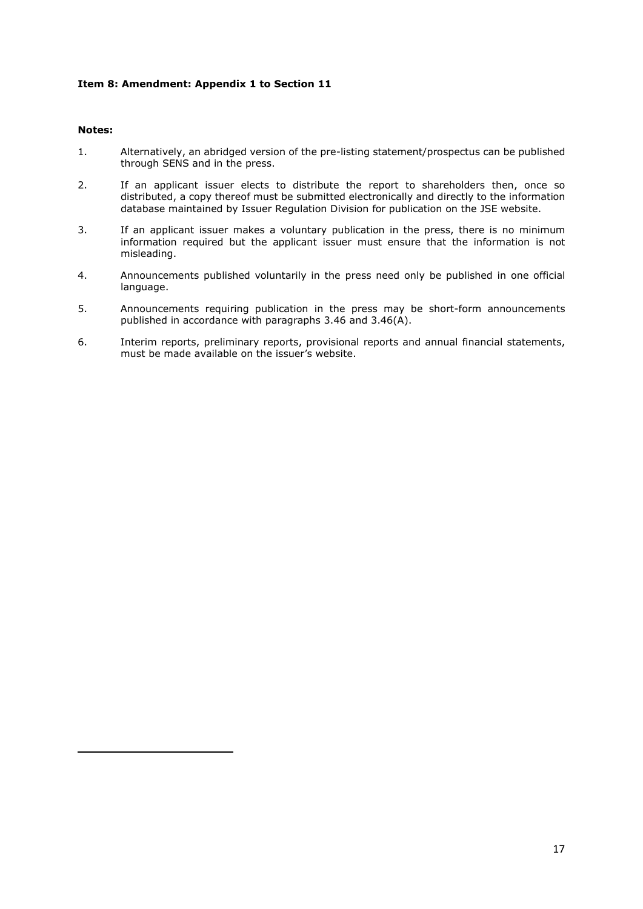**Item 8: Amendment: Appendix 1 to Section 11**

**Notes:**

1. Alternatively, an abridged version of the pre-listing statement/prospectus can be published through SENS and in the press.
2. If an applicant issuer elects to distribute the report to shareholders then, once so distributed, a copy thereof must be submitted electronically and directly to the information database maintained by Issuer Regulation Division for publication on the JSE website.
3. If an applicant issuer makes a voluntary publication in the press, there is no minimum information required but the applicant issuer must ensure that the information is not misleading.
4. Announcements published voluntarily in the press need only be published in one official language.
5. Announcements requiring publication in the press may be short-form announcements published in accordance with paragraphs 3.46 and 3.46(A).
6. Interim reports, preliminary reports, provisional reports and annual financial statements, must be made available on the issuer's website.